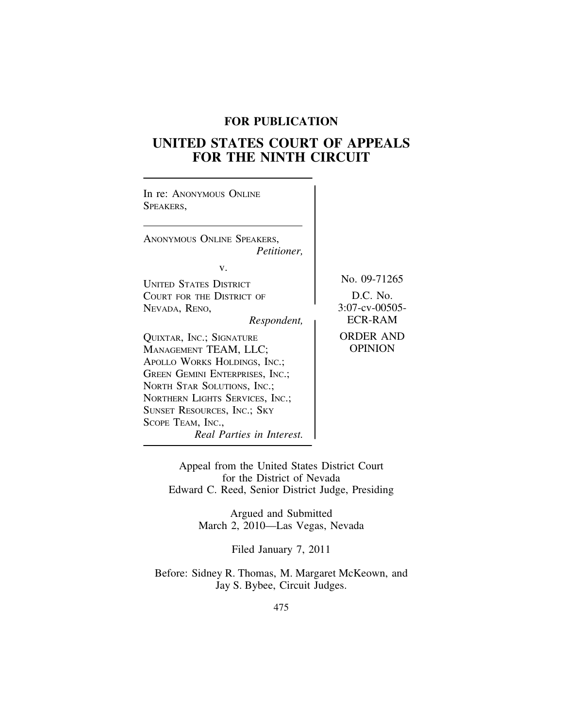**FOR PUBLICATION**

# UNITED STATES COURT OF APPEALS FOR THE NINTH CIRCUIT

In re: ANONYMOUS ONLINE SPEAKERS,

ANONYMOUS ONLINE SPEAKERS,
*Petitioner,*

v.

UNITED STATES DISTRICT COURT FOR THE DISTRICT OF NEVADA, RENO,
*Respondent,*

QUIXTAR, INC.; SIGNATURE MANAGEMENT TEAM, LLC; APOLLO WORKS HOLDINGS, INC.; GREEN GEMINI ENTERPRISES, INC.; NORTH STAR SOLUTIONS, INC.; NORTHERN LIGHTS SERVICES, INC.; SUNSET RESOURCES, INC.; SKY SCOPE TEAM, INC.,
*Real Parties in Interest.*

No. 09-71265

D.C. No. 3:07-cv-00505-ECR-RAM

ORDER AND OPINION

Appeal from the United States District Court for the District of Nevada
Edward C. Reed, Senior District Judge, Presiding

Argued and Submitted
March 2, 2010—Las Vegas, Nevada

Filed January 7, 2011

Before: Sidney R. Thomas, M. Margaret McKeown, and Jay S. Bybee, Circuit Judges.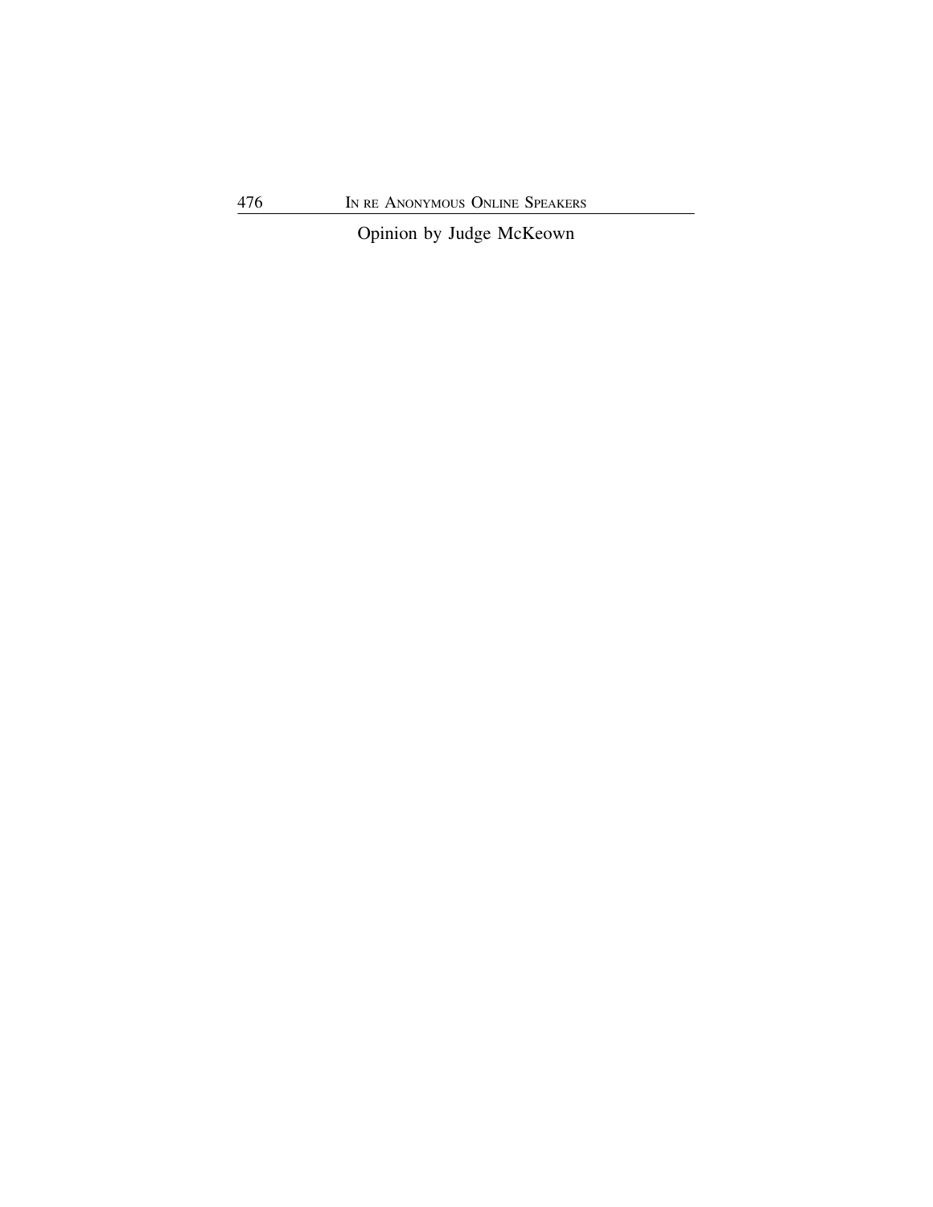Opinion by Judge McKeown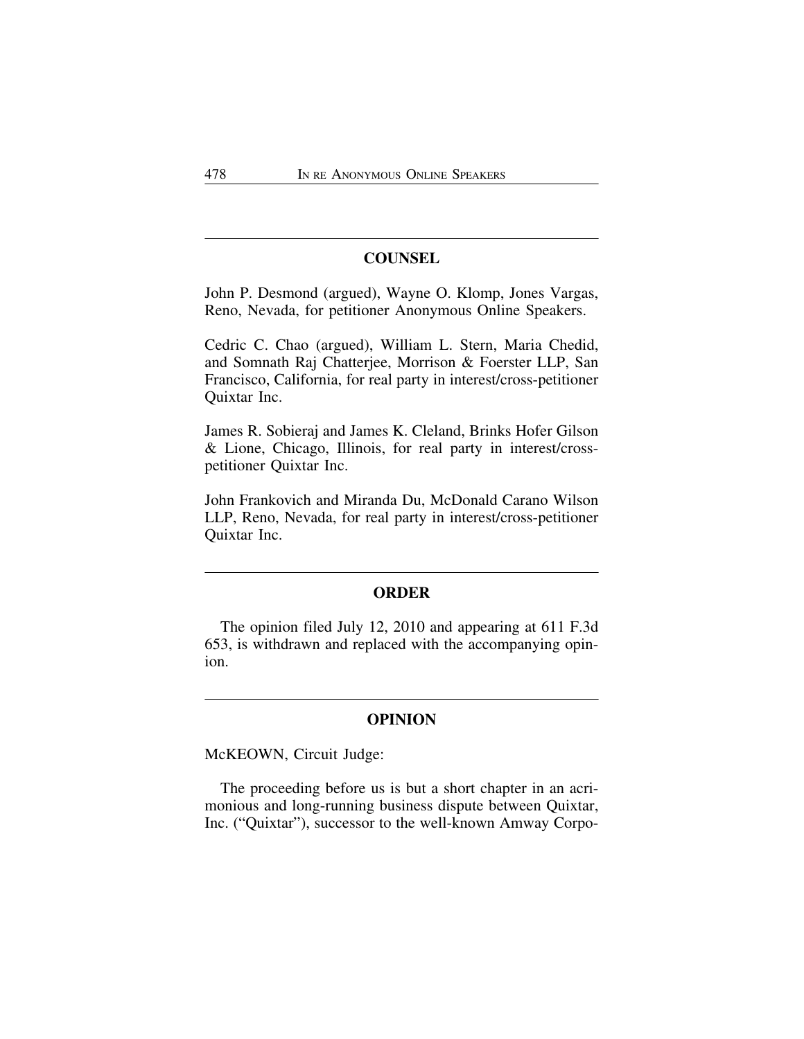## COUNSEL

John P. Desmond (argued), Wayne O. Klomp, Jones Vargas, Reno, Nevada, for petitioner Anonymous Online Speakers.

Cedric C. Chao (argued), William L. Stern, Maria Chedid, and Somnath Raj Chatterjee, Morrison & Foerster LLP, San Francisco, California, for real party in interest/cross-petitioner Quixtar Inc.

James R. Sobieraj and James K. Cleland, Brinks Hofer Gilson & Lione, Chicago, Illinois, for real party in interest/cross-petitioner Quixtar Inc.

John Frankovich and Miranda Du, McDonald Carano Wilson LLP, Reno, Nevada, for real party in interest/cross-petitioner Quixtar Inc.

## ORDER

The opinion filed July 12, 2010 and appearing at 611 F.3d 653, is withdrawn and replaced with the accompanying opinion.

## OPINION

McKEOWN, Circuit Judge:

The proceeding before us is but a short chapter in an acrimonious and long-running business dispute between Quixtar, Inc. ("Quixtar"), successor to the well-known Amway Corpo-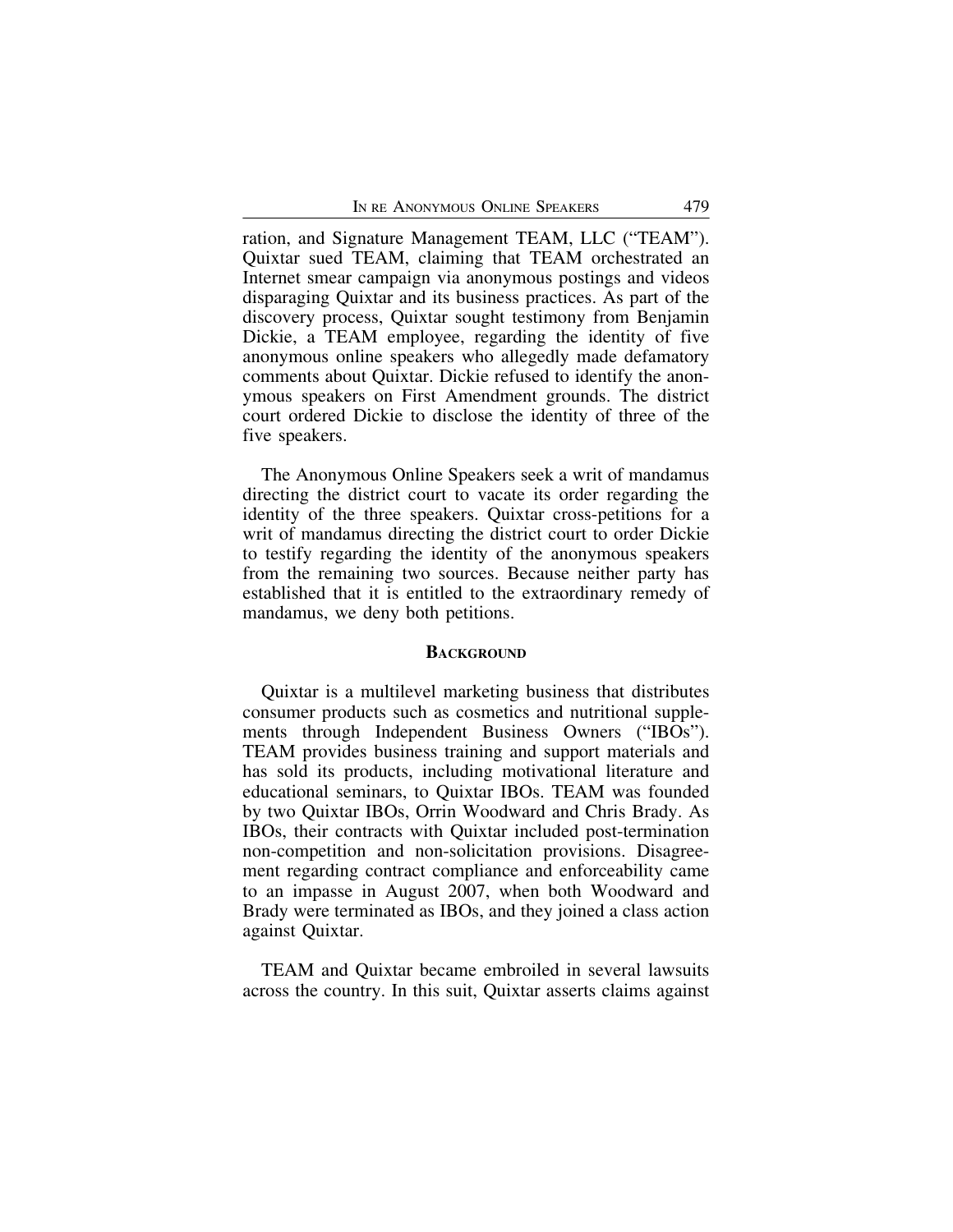ration, and Signature Management TEAM, LLC ("TEAM"). Quixtar sued TEAM, claiming that TEAM orchestrated an Internet smear campaign via anonymous postings and videos disparaging Quixtar and its business practices. As part of the discovery process, Quixtar sought testimony from Benjamin Dickie, a TEAM employee, regarding the identity of five anonymous online speakers who allegedly made defamatory comments about Quixtar. Dickie refused to identify the anonymous speakers on First Amendment grounds. The district court ordered Dickie to disclose the identity of three of the five speakers.

The Anonymous Online Speakers seek a writ of mandamus directing the district court to vacate its order regarding the identity of the three speakers. Quixtar cross-petitions for a writ of mandamus directing the district court to order Dickie to testify regarding the identity of the anonymous speakers from the remaining two sources. Because neither party has established that it is entitled to the extraordinary remedy of mandamus, we deny both petitions.

## Background

Quixtar is a multilevel marketing business that distributes consumer products such as cosmetics and nutritional supplements through Independent Business Owners ("IBOs"). TEAM provides business training and support materials and has sold its products, including motivational literature and educational seminars, to Quixtar IBOs. TEAM was founded by two Quixtar IBOs, Orrin Woodward and Chris Brady. As IBOs, their contracts with Quixtar included post-termination non-competition and non-solicitation provisions. Disagreement regarding contract compliance and enforceability came to an impasse in August 2007, when both Woodward and Brady were terminated as IBOs, and they joined a class action against Quixtar.

TEAM and Quixtar became embroiled in several lawsuits across the country. In this suit, Quixtar asserts claims against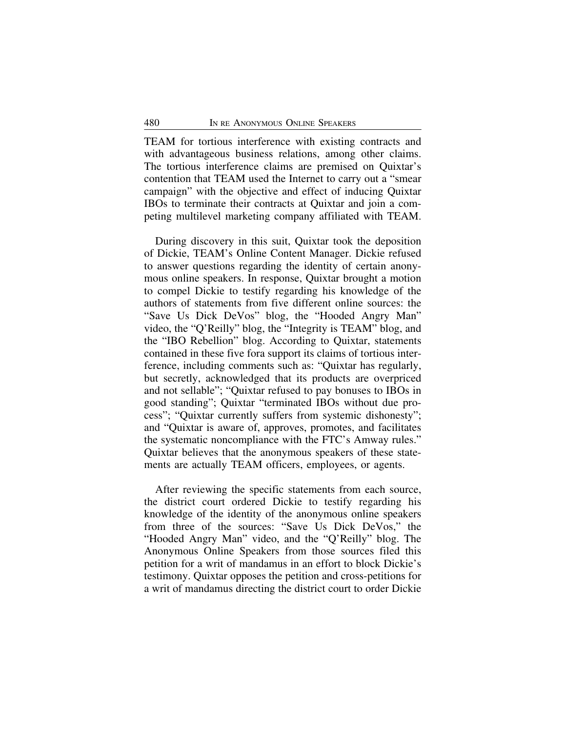TEAM for tortious interference with existing contracts and with advantageous business relations, among other claims. The tortious interference claims are premised on Quixtar's contention that TEAM used the Internet to carry out a "smear campaign" with the objective and effect of inducing Quixtar IBOs to terminate their contracts at Quixtar and join a competing multilevel marketing company affiliated with TEAM.

During discovery in this suit, Quixtar took the deposition of Dickie, TEAM's Online Content Manager. Dickie refused to answer questions regarding the identity of certain anonymous online speakers. In response, Quixtar brought a motion to compel Dickie to testify regarding his knowledge of the authors of statements from five different online sources: the "Save Us Dick DeVos" blog, the "Hooded Angry Man" video, the "Q'Reilly" blog, the "Integrity is TEAM" blog, and the "IBO Rebellion" blog. According to Quixtar, statements contained in these five fora support its claims of tortious interference, including comments such as: "Quixtar has regularly, but secretly, acknowledged that its products are overpriced and not sellable"; "Quixtar refused to pay bonuses to IBOs in good standing"; Quixtar "terminated IBOs without due process"; "Quixtar currently suffers from systemic dishonesty"; and "Quixtar is aware of, approves, promotes, and facilitates the systematic noncompliance with the FTC's Amway rules." Quixtar believes that the anonymous speakers of these statements are actually TEAM officers, employees, or agents.

After reviewing the specific statements from each source, the district court ordered Dickie to testify regarding his knowledge of the identity of the anonymous online speakers from three of the sources: "Save Us Dick DeVos," the "Hooded Angry Man" video, and the "Q'Reilly" blog. The Anonymous Online Speakers from those sources filed this petition for a writ of mandamus in an effort to block Dickie's testimony. Quixtar opposes the petition and cross-petitions for a writ of mandamus directing the district court to order Dickie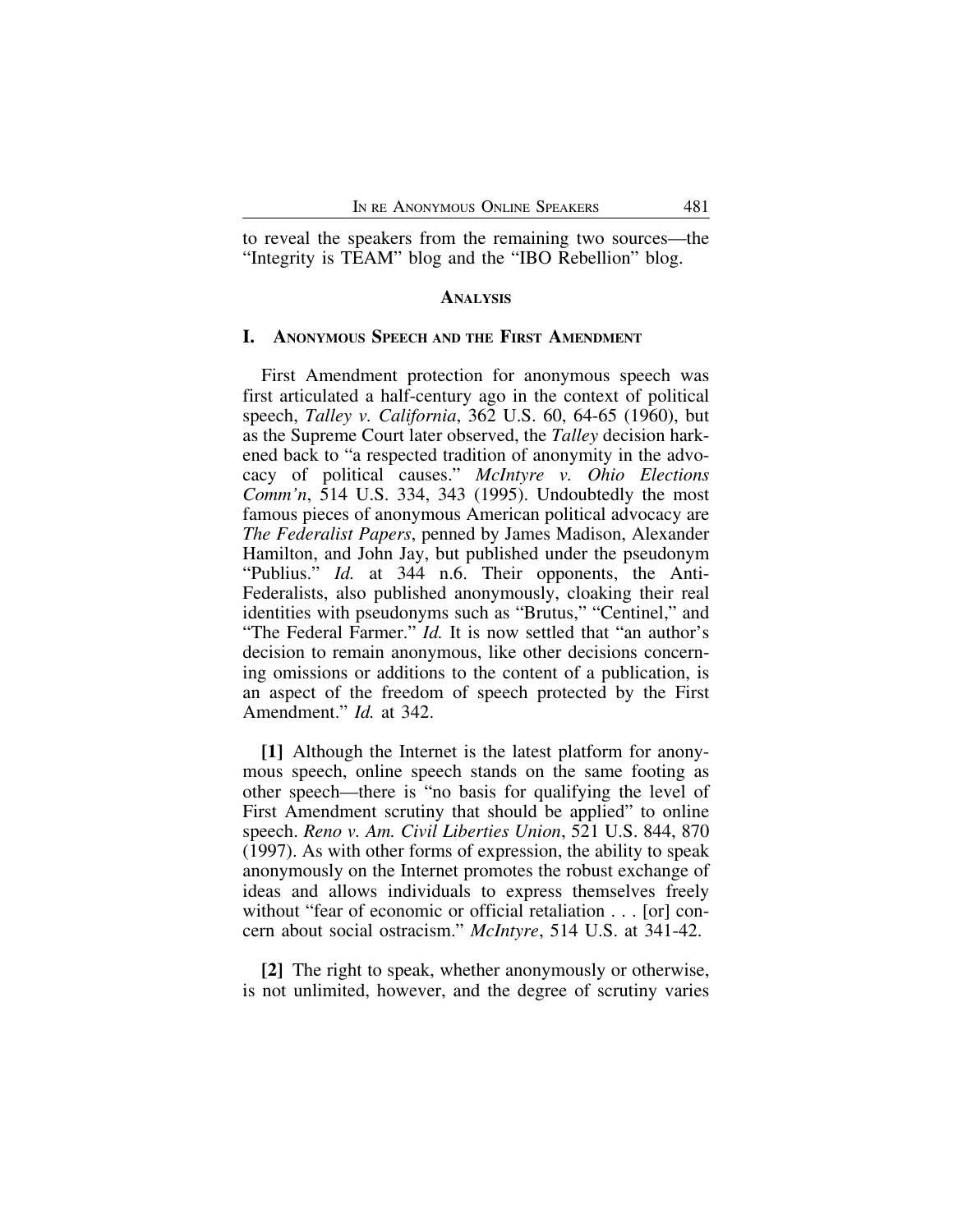to reveal the speakers from the remaining two sources—the "Integrity is TEAM" blog and the "IBO Rebellion" blog.

## ANALYSIS

### I. ANONYMOUS SPEECH AND THE FIRST AMENDMENT

First Amendment protection for anonymous speech was first articulated a half-century ago in the context of political speech, *Talley v. California*, 362 U.S. 60, 64-65 (1960), but as the Supreme Court later observed, the *Talley* decision harkened back to "a respected tradition of anonymity in the advocacy of political causes." *McIntyre v. Ohio Elections Comm'n*, 514 U.S. 334, 343 (1995). Undoubtedly the most famous pieces of anonymous American political advocacy are *The Federalist Papers*, penned by James Madison, Alexander Hamilton, and John Jay, but published under the pseudonym "Publius." *Id.* at 344 n.6. Their opponents, the Anti-Federalists, also published anonymously, cloaking their real identities with pseudonyms such as "Brutus," "Centinel," and "The Federal Farmer." *Id.* It is now settled that "an author's decision to remain anonymous, like other decisions concerning omissions or additions to the content of a publication, is an aspect of the freedom of speech protected by the First Amendment." *Id.* at 342.

**[1]** Although the Internet is the latest platform for anonymous speech, online speech stands on the same footing as other speech—there is "no basis for qualifying the level of First Amendment scrutiny that should be applied" to online speech. *Reno v. Am. Civil Liberties Union*, 521 U.S. 844, 870 (1997). As with other forms of expression, the ability to speak anonymously on the Internet promotes the robust exchange of ideas and allows individuals to express themselves freely without "fear of economic or official retaliation . . . [or] concern about social ostracism." *McIntyre*, 514 U.S. at 341-42.

**[2]** The right to speak, whether anonymously or otherwise, is not unlimited, however, and the degree of scrutiny varies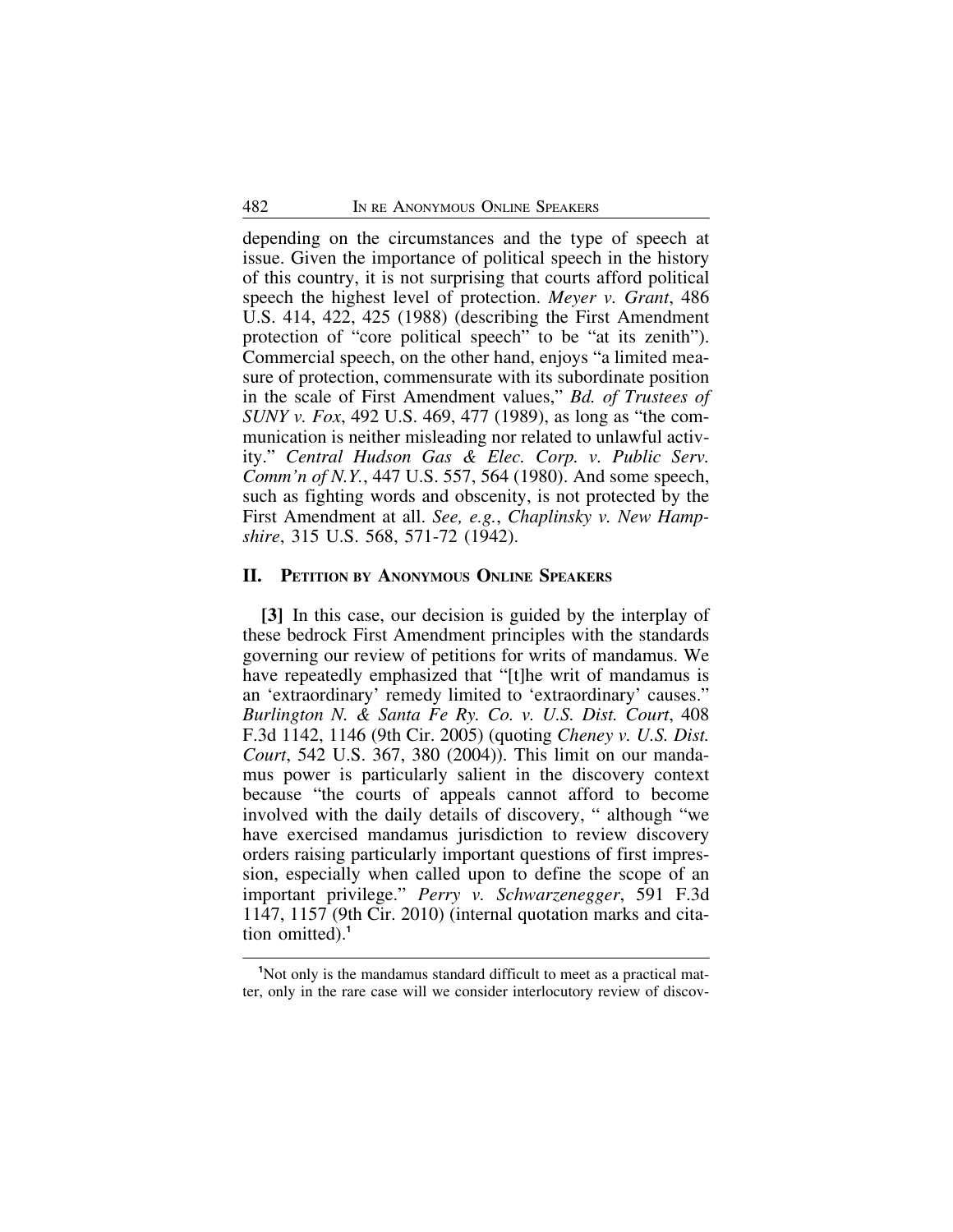depending on the circumstances and the type of speech at issue. Given the importance of political speech in the history of this country, it is not surprising that courts afford political speech the highest level of protection. *Meyer v. Grant*, 486 U.S. 414, 422, 425 (1988) (describing the First Amendment protection of "core political speech" to be "at its zenith"). Commercial speech, on the other hand, enjoys "a limited measure of protection, commensurate with its subordinate position in the scale of First Amendment values," *Bd. of Trustees of SUNY v. Fox*, 492 U.S. 469, 477 (1989), as long as "the communication is neither misleading nor related to unlawful activity." *Central Hudson Gas & Elec. Corp. v. Public Serv. Comm'n of N.Y.*, 447 U.S. 557, 564 (1980). And some speech, such as fighting words and obscenity, is not protected by the First Amendment at all. *See, e.g.*, *Chaplinsky v. New Hampshire*, 315 U.S. 568, 571-72 (1942).

## II. Petition by Anonymous Online Speakers

**[3]** In this case, our decision is guided by the interplay of these bedrock First Amendment principles with the standards governing our review of petitions for writs of mandamus. We have repeatedly emphasized that "[t]he writ of mandamus is an 'extraordinary' remedy limited to 'extraordinary' causes." *Burlington N. & Santa Fe Ry. Co. v. U.S. Dist. Court*, 408 F.3d 1142, 1146 (9th Cir. 2005) (quoting *Cheney v. U.S. Dist. Court*, 542 U.S. 367, 380 (2004)). This limit on our mandamus power is particularly salient in the discovery context because "the courts of appeals cannot afford to become involved with the daily details of discovery, " although "we have exercised mandamus jurisdiction to review discovery orders raising particularly important questions of first impression, especially when called upon to define the scope of an important privilege." *Perry v. Schwarzenegger*, 591 F.3d 1147, 1157 (9th Cir. 2010) (internal quotation marks and citation omitted).[1]

[1]Not only is the mandamus standard difficult to meet as a practical matter, only in the rare case will we consider interlocutory review of discov-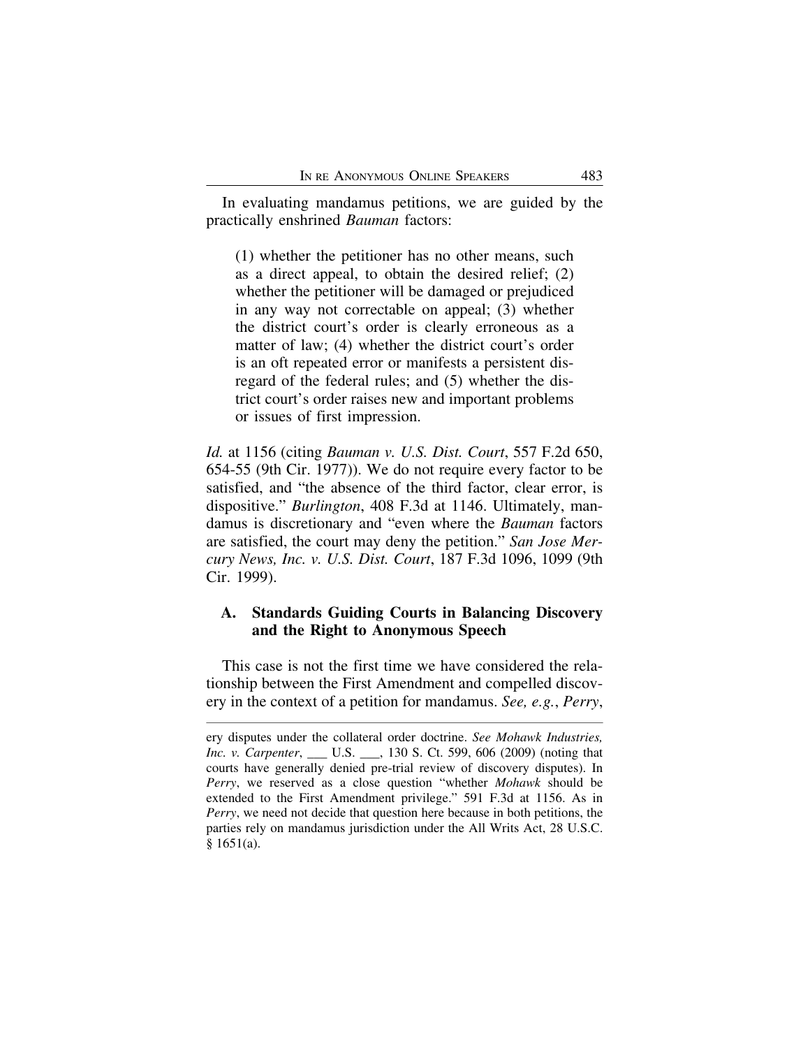In evaluating mandamus petitions, we are guided by the practically enshrined *Bauman* factors:

> (1) whether the petitioner has no other means, such as a direct appeal, to obtain the desired relief; (2) whether the petitioner will be damaged or prejudiced in any way not correctable on appeal; (3) whether the district court's order is clearly erroneous as a matter of law; (4) whether the district court's order is an oft repeated error or manifests a persistent disregard of the federal rules; and (5) whether the district court's order raises new and important problems or issues of first impression.

*Id.* at 1156 (citing *Bauman v. U.S. Dist. Court*, 557 F.2d 650, 654-55 (9th Cir. 1977)). We do not require every factor to be satisfied, and "the absence of the third factor, clear error, is dispositive." *Burlington*, 408 F.3d at 1146. Ultimately, mandamus is discretionary and "even where the *Bauman* factors are satisfied, the court may deny the petition." *San Jose Mercury News, Inc. v. U.S. Dist. Court*, 187 F.3d 1096, 1099 (9th Cir. 1999).

### A. Standards Guiding Courts in Balancing Discovery and the Right to Anonymous Speech

This case is not the first time we have considered the relationship between the First Amendment and compelled discovery in the context of a petition for mandamus. *See, e.g.*, *Perry*,

---

ery disputes under the collateral order doctrine. *See Mohawk Industries, Inc. v. Carpenter*, ___ U.S. ___, 130 S. Ct. 599, 606 (2009) (noting that courts have generally denied pre-trial review of discovery disputes). In *Perry*, we reserved as a close question "whether *Mohawk* should be extended to the First Amendment privilege." 591 F.3d at 1156. As in *Perry*, we need not decide that question here because in both petitions, the parties rely on mandamus jurisdiction under the All Writs Act, 28 U.S.C. § 1651(a).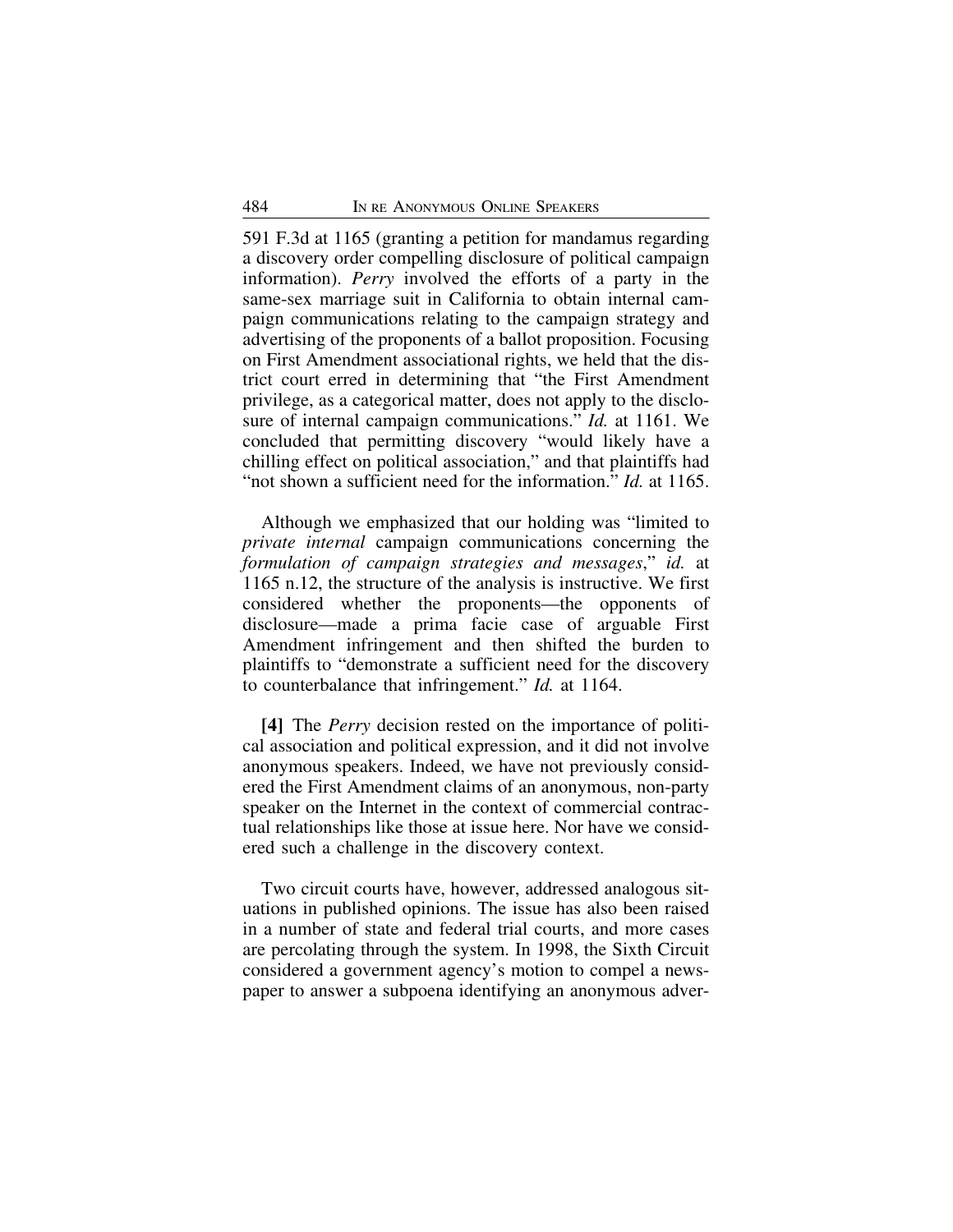591 F.3d at 1165 (granting a petition for mandamus regarding a discovery order compelling disclosure of political campaign information). *Perry* involved the efforts of a party in the same-sex marriage suit in California to obtain internal campaign communications relating to the campaign strategy and advertising of the proponents of a ballot proposition. Focusing on First Amendment associational rights, we held that the district court erred in determining that "the First Amendment privilege, as a categorical matter, does not apply to the disclosure of internal campaign communications." *Id.* at 1161. We concluded that permitting discovery "would likely have a chilling effect on political association," and that plaintiffs had "not shown a sufficient need for the information." *Id.* at 1165.

Although we emphasized that our holding was "limited to *private internal* campaign communications concerning the *formulation of campaign strategies and messages*," *id.* at 1165 n.12, the structure of the analysis is instructive. We first considered whether the proponents—the opponents of disclosure—made a prima facie case of arguable First Amendment infringement and then shifted the burden to plaintiffs to "demonstrate a sufficient need for the discovery to counterbalance that infringement." *Id.* at 1164.

**[4]** The *Perry* decision rested on the importance of political association and political expression, and it did not involve anonymous speakers. Indeed, we have not previously considered the First Amendment claims of an anonymous, non-party speaker on the Internet in the context of commercial contractual relationships like those at issue here. Nor have we considered such a challenge in the discovery context.

Two circuit courts have, however, addressed analogous situations in published opinions. The issue has also been raised in a number of state and federal trial courts, and more cases are percolating through the system. In 1998, the Sixth Circuit considered a government agency's motion to compel a newspaper to answer a subpoena identifying an anonymous adver-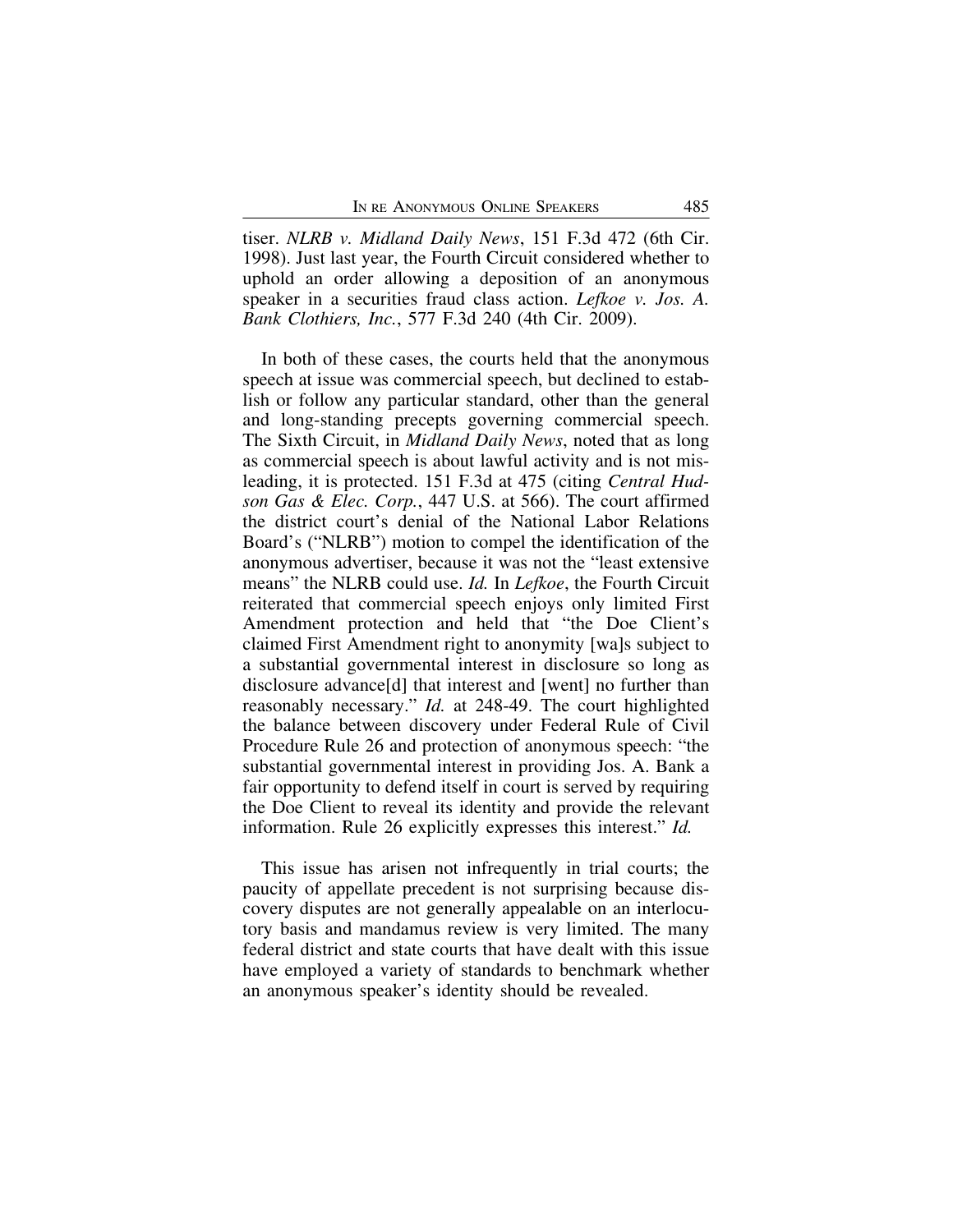tiser. *NLRB v. Midland Daily News*, 151 F.3d 472 (6th Cir. 1998). Just last year, the Fourth Circuit considered whether to uphold an order allowing a deposition of an anonymous speaker in a securities fraud class action. *Lefkoe v. Jos. A. Bank Clothiers, Inc.*, 577 F.3d 240 (4th Cir. 2009).

In both of these cases, the courts held that the anonymous speech at issue was commercial speech, but declined to establish or follow any particular standard, other than the general and long-standing precepts governing commercial speech. The Sixth Circuit, in *Midland Daily News*, noted that as long as commercial speech is about lawful activity and is not misleading, it is protected. 151 F.3d at 475 (citing *Central Hudson Gas & Elec. Corp.*, 447 U.S. at 566). The court affirmed the district court's denial of the National Labor Relations Board's ("NLRB") motion to compel the identification of the anonymous advertiser, because it was not the "least extensive means" the NLRB could use. *Id.* In *Lefkoe*, the Fourth Circuit reiterated that commercial speech enjoys only limited First Amendment protection and held that "the Doe Client's claimed First Amendment right to anonymity [wa]s subject to a substantial governmental interest in disclosure so long as disclosure advance[d] that interest and [went] no further than reasonably necessary." *Id.* at 248-49. The court highlighted the balance between discovery under Federal Rule of Civil Procedure Rule 26 and protection of anonymous speech: "the substantial governmental interest in providing Jos. A. Bank a fair opportunity to defend itself in court is served by requiring the Doe Client to reveal its identity and provide the relevant information. Rule 26 explicitly expresses this interest." *Id.*

This issue has arisen not infrequently in trial courts; the paucity of appellate precedent is not surprising because discovery disputes are not generally appealable on an interlocutory basis and mandamus review is very limited. The many federal district and state courts that have dealt with this issue have employed a variety of standards to benchmark whether an anonymous speaker's identity should be revealed.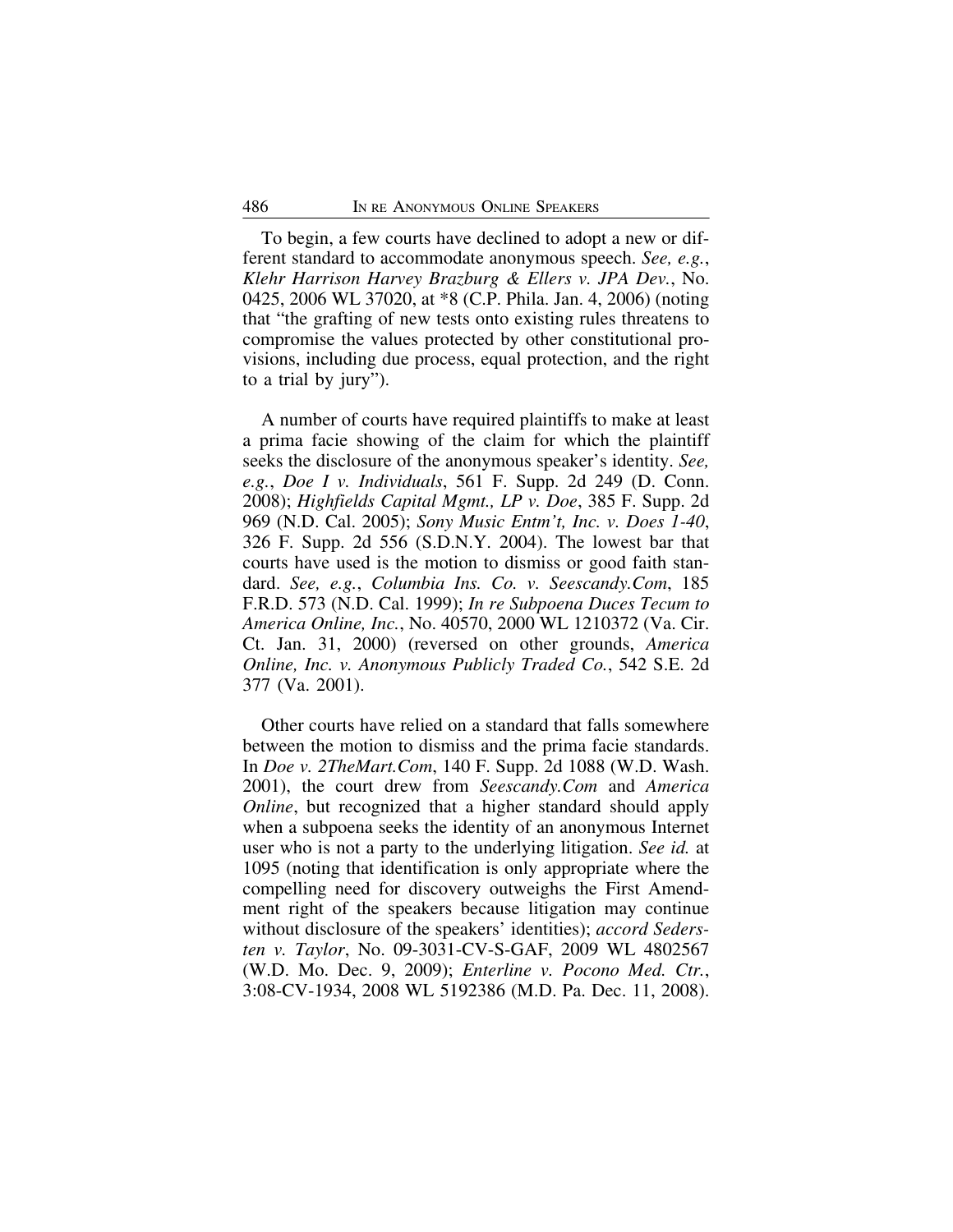To begin, a few courts have declined to adopt a new or different standard to accommodate anonymous speech. *See, e.g.*, *Klehr Harrison Harvey Brazburg & Ellers v. JPA Dev.*, No. 0425, 2006 WL 37020, at *8 (C.P. Phila. Jan. 4, 2006) (noting that "the grafting of new tests onto existing rules threatens to compromise the values protected by other constitutional provisions, including due process, equal protection, and the right to a trial by jury").

A number of courts have required plaintiffs to make at least a prima facie showing of the claim for which the plaintiff seeks the disclosure of the anonymous speaker's identity. *See, e.g.*, *Doe I v. Individuals*, 561 F. Supp. 2d 249 (D. Conn. 2008); *Highfields Capital Mgmt., LP v. Doe*, 385 F. Supp. 2d 969 (N.D. Cal. 2005); *Sony Music Entm't, Inc. v. Does 1-40*, 326 F. Supp. 2d 556 (S.D.N.Y. 2004). The lowest bar that courts have used is the motion to dismiss or good faith standard. *See, e.g.*, *Columbia Ins. Co. v. Seescandy.Com*, 185 F.R.D. 573 (N.D. Cal. 1999); *In re Subpoena Duces Tecum to America Online, Inc.*, No. 40570, 2000 WL 1210372 (Va. Cir. Ct. Jan. 31, 2000) (reversed on other grounds, *America Online, Inc. v. Anonymous Publicly Traded Co.*, 542 S.E. 2d 377 (Va. 2001).

Other courts have relied on a standard that falls somewhere between the motion to dismiss and the prima facie standards. In *Doe v. 2TheMart.Com*, 140 F. Supp. 2d 1088 (W.D. Wash. 2001), the court drew from *Seescandy.Com* and *America Online*, but recognized that a higher standard should apply when a subpoena seeks the identity of an anonymous Internet user who is not a party to the underlying litigation. *See id.* at 1095 (noting that identification is only appropriate where the compelling need for discovery outweighs the First Amendment right of the speakers because litigation may continue without disclosure of the speakers' identities); *accord Sedersten v. Taylor*, No. 09-3031-CV-S-GAF, 2009 WL 4802567 (W.D. Mo. Dec. 9, 2009); *Enterline v. Pocono Med. Ctr.*, 3:08-CV-1934, 2008 WL 5192386 (M.D. Pa. Dec. 11, 2008).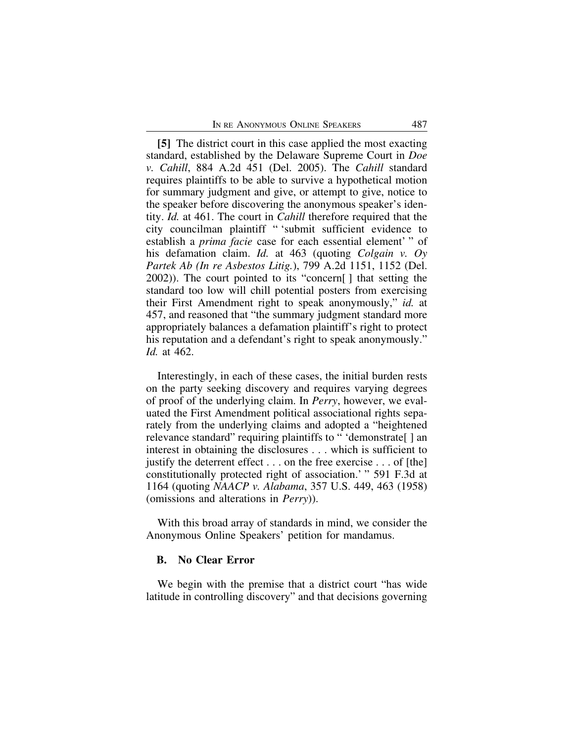**[5]** The district court in this case applied the most exacting standard, established by the Delaware Supreme Court in *Doe v. Cahill*, 884 A.2d 451 (Del. 2005). The *Cahill* standard requires plaintiffs to be able to survive a hypothetical motion for summary judgment and give, or attempt to give, notice to the speaker before discovering the anonymous speaker's identity. *Id.* at 461. The court in *Cahill* therefore required that the city councilman plaintiff " 'submit sufficient evidence to establish a *prima facie* case for each essential element' " of his defamation claim. *Id.* at 463 (quoting *Colgain v. Oy Partek Ab (In re Asbestos Litig.)*, 799 A.2d 1151, 1152 (Del. 2002)). The court pointed to its "concern[ ] that setting the standard too low will chill potential posters from exercising their First Amendment right to speak anonymously," *id.* at 457, and reasoned that "the summary judgment standard more appropriately balances a defamation plaintiff's right to protect his reputation and a defendant's right to speak anonymously." *Id.* at 462.

Interestingly, in each of these cases, the initial burden rests on the party seeking discovery and requires varying degrees of proof of the underlying claim. In *Perry*, however, we evaluated the First Amendment political associational rights separately from the underlying claims and adopted a "heightened relevance standard" requiring plaintiffs to " 'demonstrate[ ] an interest in obtaining the disclosures . . . which is sufficient to justify the deterrent effect . . . on the free exercise . . . of [the] constitutionally protected right of association.' " 591 F.3d at 1164 (quoting *NAACP v. Alabama*, 357 U.S. 449, 463 (1958) (omissions and alterations in *Perry*)).

With this broad array of standards in mind, we consider the Anonymous Online Speakers' petition for mandamus.

### B. No Clear Error

We begin with the premise that a district court "has wide latitude in controlling discovery" and that decisions governing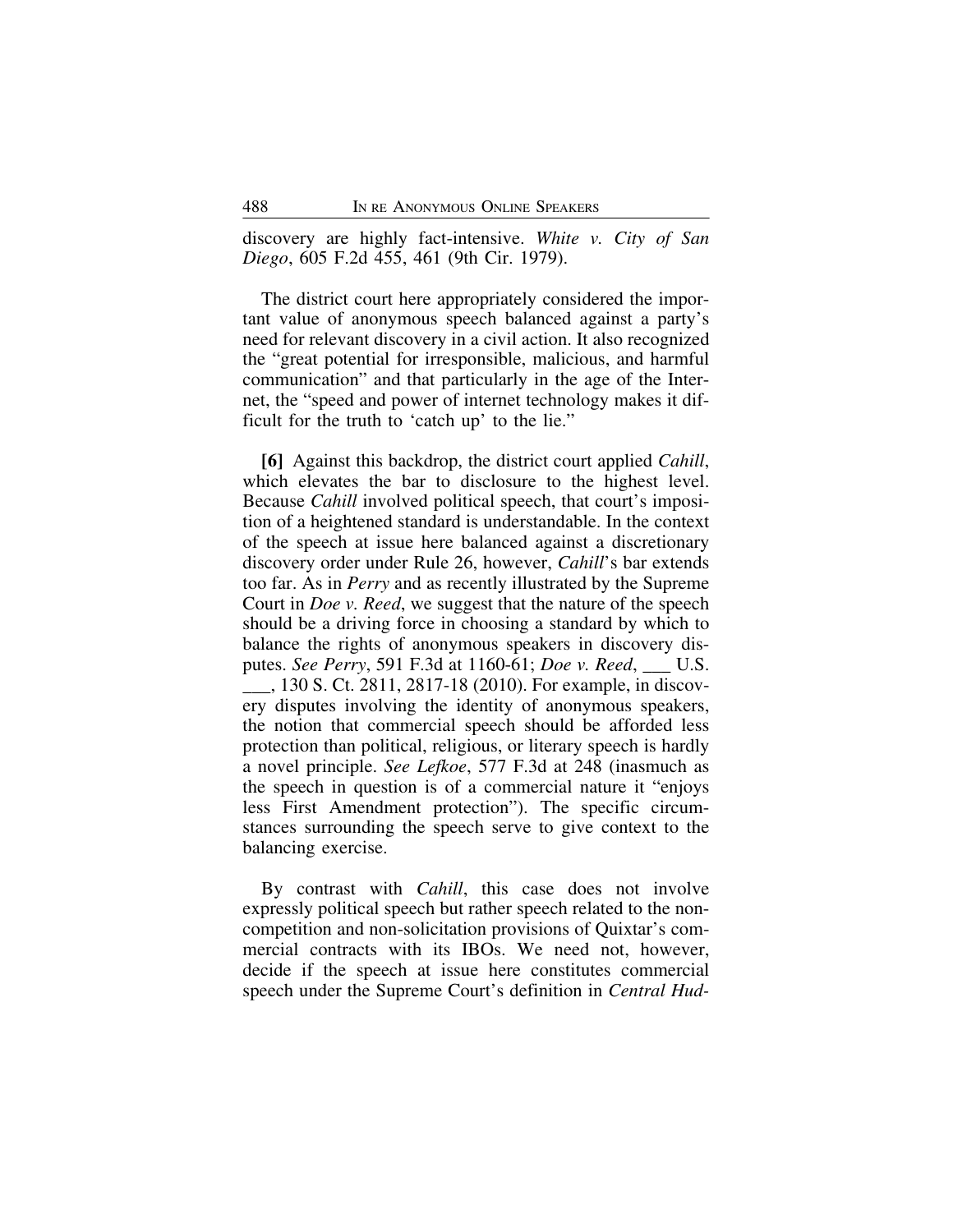discovery are highly fact-intensive. *White v. City of San Diego*, 605 F.2d 455, 461 (9th Cir. 1979).

The district court here appropriately considered the important value of anonymous speech balanced against a party's need for relevant discovery in a civil action. It also recognized the "great potential for irresponsible, malicious, and harmful communication" and that particularly in the age of the Internet, the "speed and power of internet technology makes it difficult for the truth to 'catch up' to the lie."

**[6]** Against this backdrop, the district court applied *Cahill*, which elevates the bar to disclosure to the highest level. Because *Cahill* involved political speech, that court's imposition of a heightened standard is understandable. In the context of the speech at issue here balanced against a discretionary discovery order under Rule 26, however, *Cahill*'s bar extends too far. As in *Perry* and as recently illustrated by the Supreme Court in *Doe v. Reed*, we suggest that the nature of the speech should be a driving force in choosing a standard by which to balance the rights of anonymous speakers in discovery disputes. *See Perry*, 591 F.3d at 1160-61; *Doe v. Reed*, ___ U.S. ___, 130 S. Ct. 2811, 2817-18 (2010). For example, in discovery disputes involving the identity of anonymous speakers, the notion that commercial speech should be afforded less protection than political, religious, or literary speech is hardly a novel principle. *See Lefkoe*, 577 F.3d at 248 (inasmuch as the speech in question is of a commercial nature it "enjoys less First Amendment protection"). The specific circumstances surrounding the speech serve to give context to the balancing exercise.

By contrast with *Cahill*, this case does not involve expressly political speech but rather speech related to the non-competition and non-solicitation provisions of Quixtar's commercial contracts with its IBOs. We need not, however, decide if the speech at issue here constitutes commercial speech under the Supreme Court's definition in *Central Hud-*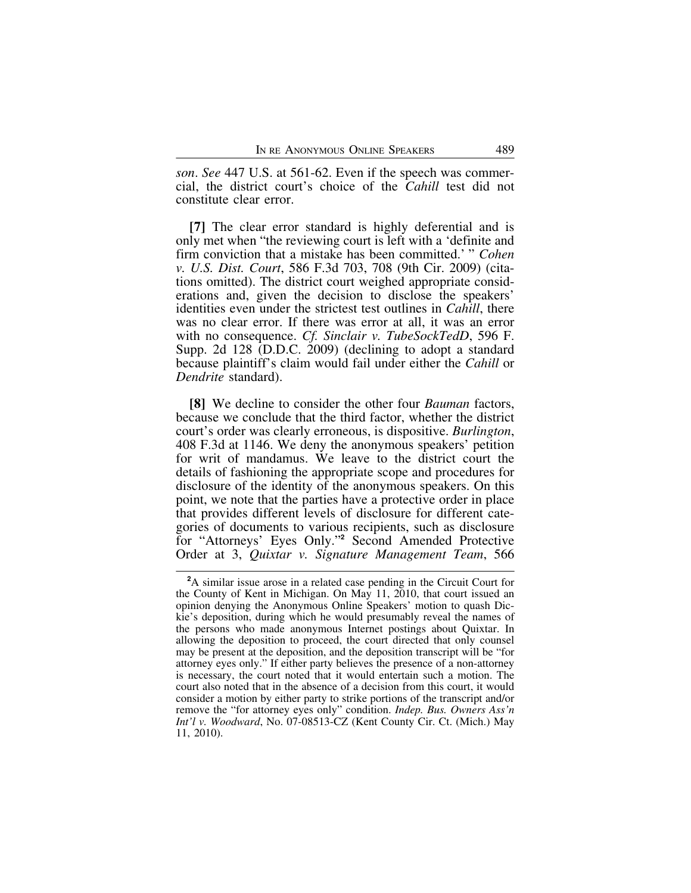*son*. *See* 447 U.S. at 561-62. Even if the speech was commercial, the district court's choice of the *Cahill* test did not constitute clear error.

**[7]** The clear error standard is highly deferential and is only met when "the reviewing court is left with a 'definite and firm conviction that a mistake has been committed.' " *Cohen v. U.S. Dist. Court*, 586 F.3d 703, 708 (9th Cir. 2009) (citations omitted). The district court weighed appropriate considerations and, given the decision to disclose the speakers' identities even under the strictest test outlines in *Cahill*, there was no clear error. If there was error at all, it was an error with no consequence. *Cf. Sinclair v. TubeSockTedD*, 596 F. Supp. 2d 128 (D.D.C. 2009) (declining to adopt a standard because plaintiff's claim would fail under either the *Cahill* or *Dendrite* standard).

**[8]** We decline to consider the other four *Bauman* factors, because we conclude that the third factor, whether the district court's order was clearly erroneous, is dispositive. *Burlington*, 408 F.3d at 1146. We deny the anonymous speakers' petition for writ of mandamus. We leave to the district court the details of fashioning the appropriate scope and procedures for disclosure of the identity of the anonymous speakers. On this point, we note that the parties have a protective order in place that provides different levels of disclosure for different categories of documents to various recipients, such as disclosure for "Attorneys' Eyes Only."[2] Second Amended Protective Order at 3, *Quixtar v. Signature Management Team*, 566

[2]A similar issue arose in a related case pending in the Circuit Court for the County of Kent in Michigan. On May 11, 2010, that court issued an opinion denying the Anonymous Online Speakers' motion to quash Dickie's deposition, during which he would presumably reveal the names of the persons who made anonymous Internet postings about Quixtar. In allowing the deposition to proceed, the court directed that only counsel may be present at the deposition, and the deposition transcript will be "for attorney eyes only." If either party believes the presence of a non-attorney is necessary, the court noted that it would entertain such a motion. The court also noted that in the absence of a decision from this court, it would consider a motion by either party to strike portions of the transcript and/or remove the "for attorney eyes only" condition. *Indep. Bus. Owners Ass'n Int'l v. Woodward*, No. 07-08513-CZ (Kent County Cir. Ct. (Mich.) May 11, 2010).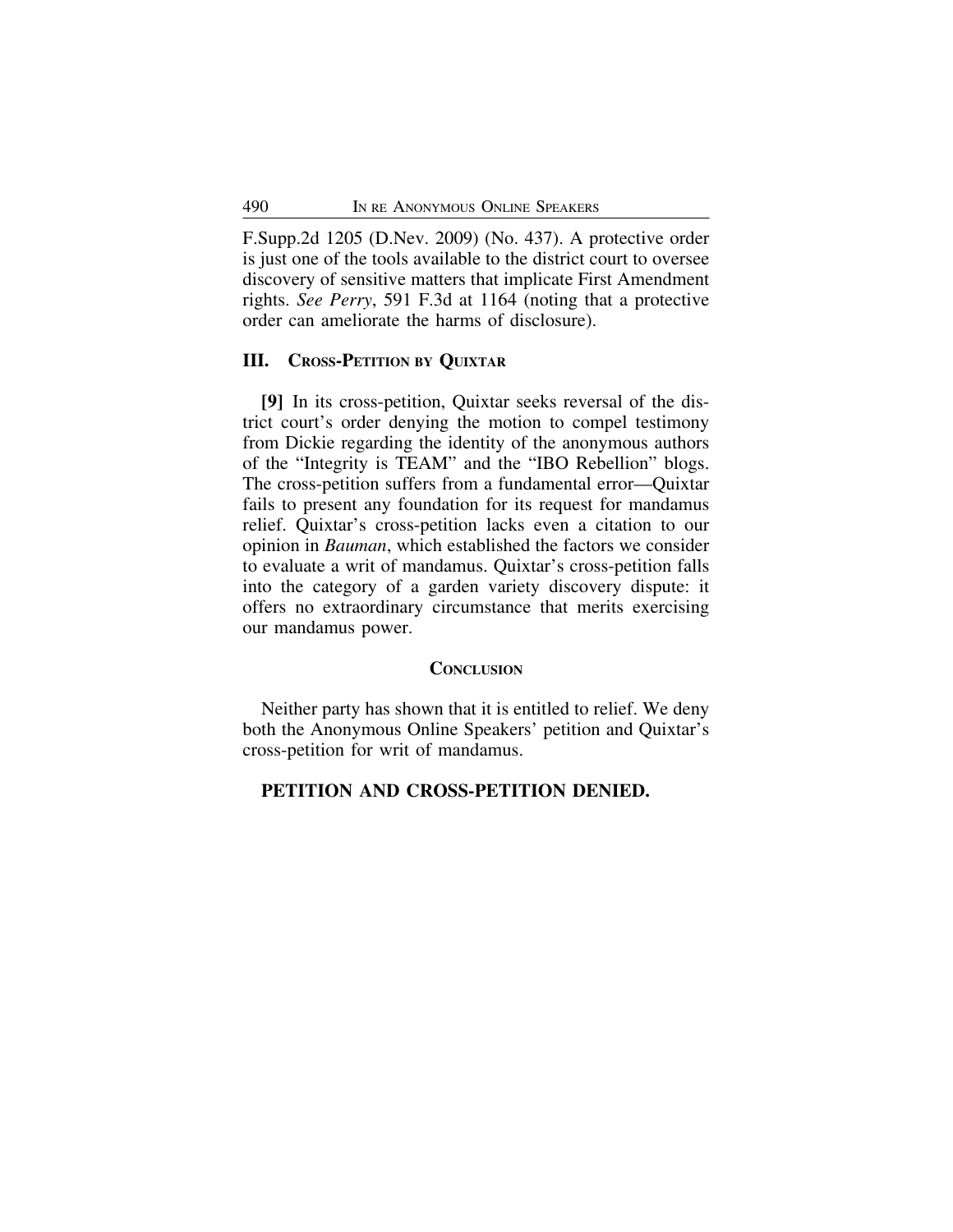F.Supp.2d 1205 (D.Nev. 2009) (No. 437). A protective order is just one of the tools available to the district court to oversee discovery of sensitive matters that implicate First Amendment rights. *See Perry*, 591 F.3d at 1164 (noting that a protective order can ameliorate the harms of disclosure).

## III. Cross-Petition by Quixtar

**[9]** In its cross-petition, Quixtar seeks reversal of the district court's order denying the motion to compel testimony from Dickie regarding the identity of the anonymous authors of the "Integrity is TEAM" and the "IBO Rebellion" blogs. The cross-petition suffers from a fundamental error—Quixtar fails to present any foundation for its request for mandamus relief. Quixtar's cross-petition lacks even a citation to our opinion in *Bauman*, which established the factors we consider to evaluate a writ of mandamus. Quixtar's cross-petition falls into the category of a garden variety discovery dispute: it offers no extraordinary circumstance that merits exercising our mandamus power.

## Conclusion

Neither party has shown that it is entitled to relief. We deny both the Anonymous Online Speakers' petition and Quixtar's cross-petition for writ of mandamus.

**PETITION AND CROSS-PETITION DENIED.**